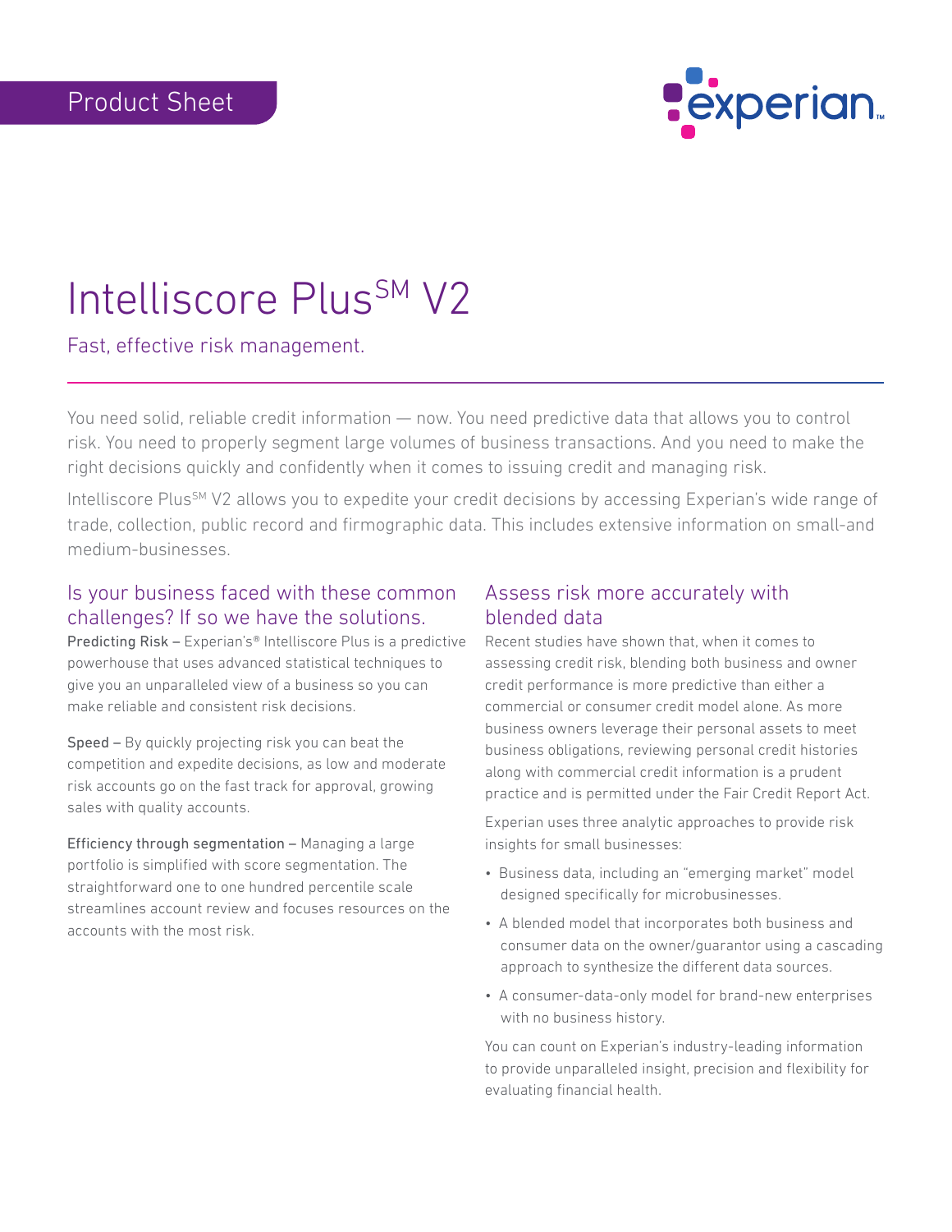Product Sheet

# Intelliscore Plus℠ V2

Fast, effective risk management.

You need solid, reliable credit information — now. You need predictive data that allows you to control risk. You need to properly segment large volumes of business transactions. And you need to make the right decisions quickly and confidently when it comes to issuing credit and managing risk.

Intelliscore Plus℠ V2 allows you to expedite your credit decisions by accessing Experian's wide range of trade, collection, public record and firmographic data. This includes extensive information on small-and medium-businesses.

## Is your business faced with these common challenges? If so we have the solutions.

Predicting Risk – Experian's® Intelliscore Plus is a predictive powerhouse that uses advanced statistical techniques to give you an unparalleled view of a business so you can make reliable and consistent risk decisions.

Speed – By quickly projecting risk you can beat the competition and expedite decisions, as low and moderate risk accounts go on the fast track for approval, growing sales with quality accounts.

Efficiency through segmentation – Managing a large portfolio is simplified with score segmentation. The straightforward one to one hundred percentile scale streamlines account review and focuses resources on the accounts with the most risk.

## Assess risk more accurately with blended data

Recent studies have shown that, when it comes to assessing credit risk, blending both business and owner credit performance is more predictive than either a commercial or consumer credit model alone. As more business owners leverage their personal assets to meet business obligations, reviewing personal credit histories along with commercial credit information is a prudent practice and is permitted under the Fair Credit Report Act.

Experian uses three analytic approaches to provide risk insights for small businesses:

- Business data, including an "emerging market" model designed specifically for microbusinesses.
- A blended model that incorporates both business and consumer data on the owner/guarantor using a cascading approach to synthesize the different data sources.
- A consumer-data-only model for brand-new enterprises with no business history.

You can count on Experian's industry-leading information to provide unparalleled insight, precision and flexibility for evaluating financial health.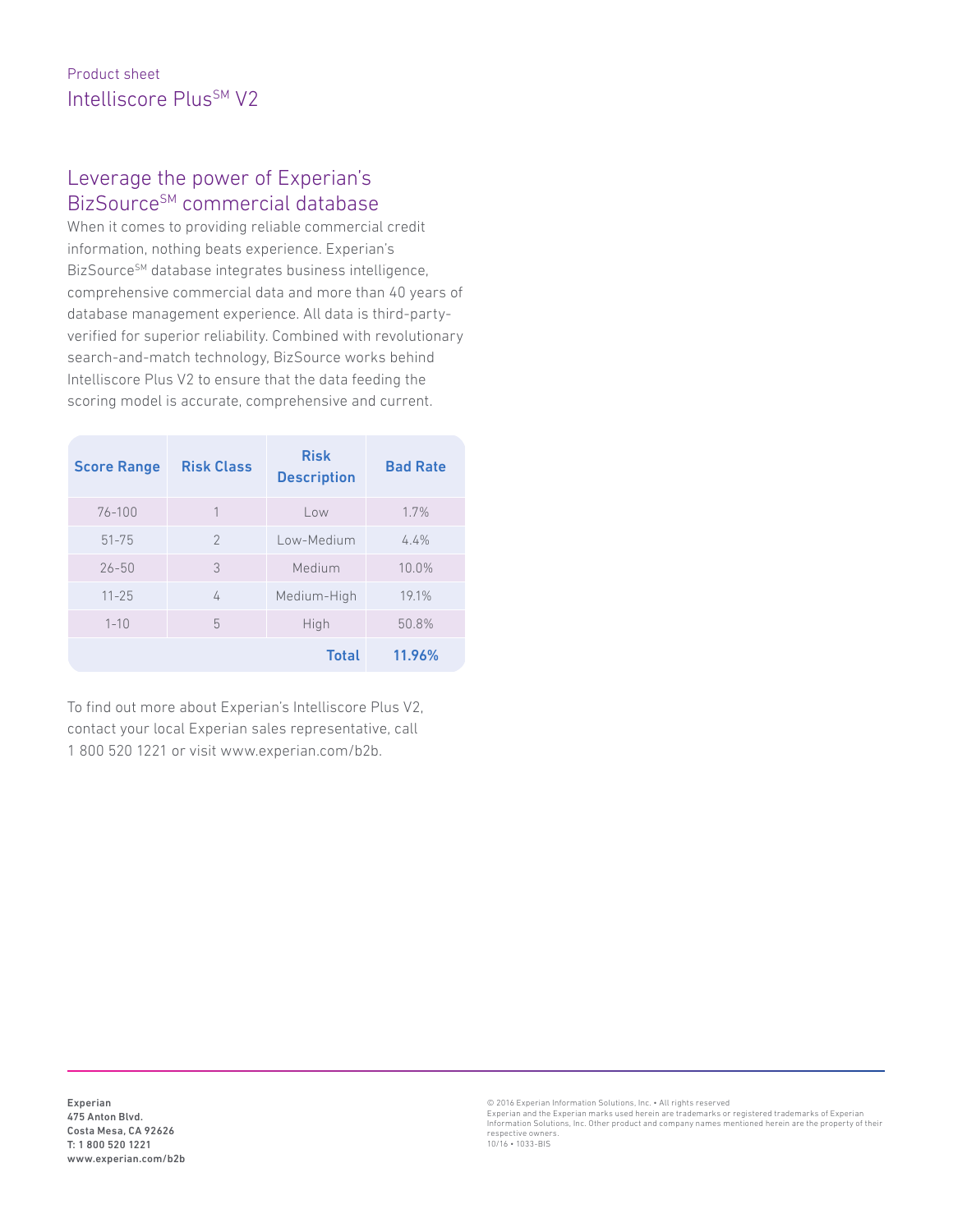Product sheet

Intelliscore Plus[SM] V2

## Leverage the power of Experian's BizSource[SM] commercial database

When it comes to providing reliable commercial credit information, nothing beats experience. Experian's BizSource[SM] database integrates business intelligence, comprehensive commercial data and more than 40 years of database management experience. All data is third-party-verified for superior reliability. Combined with revolutionary search-and-match technology, BizSource works behind Intelliscore Plus V2 to ensure that the data feeding the scoring model is accurate, comprehensive and current.

| Score Range | Risk Class | Risk Description | Bad Rate |
|---|---|---|---|
| 76-100 | 1 | Low | 1.7% |
| 51-75 | 2 | Low-Medium | 4.4% |
| 26-50 | 3 | Medium | 10.0% |
| 11-25 | 4 | Medium-High | 19.1% |
| 1-10 | 5 | High | 50.8% |
| | | **Total** | **11.96%** |

To find out more about Experian's Intelliscore Plus V2, contact your local Experian sales representative, call 1 800 520 1221 or visit www.experian.com/b2b.

**Experian**
**475 Anton Blvd.**
**Costa Mesa, CA 92626**
**T: 1 800 520 1221**
**www.experian.com/b2b**

© 2016 Experian Information Solutions, Inc. • All rights reserved
Experian and the Experian marks used herein are trademarks or registered trademarks of Experian Information Solutions, Inc. Other product and company names mentioned herein are the property of their respective owners.
10/16 • 1033-BIS